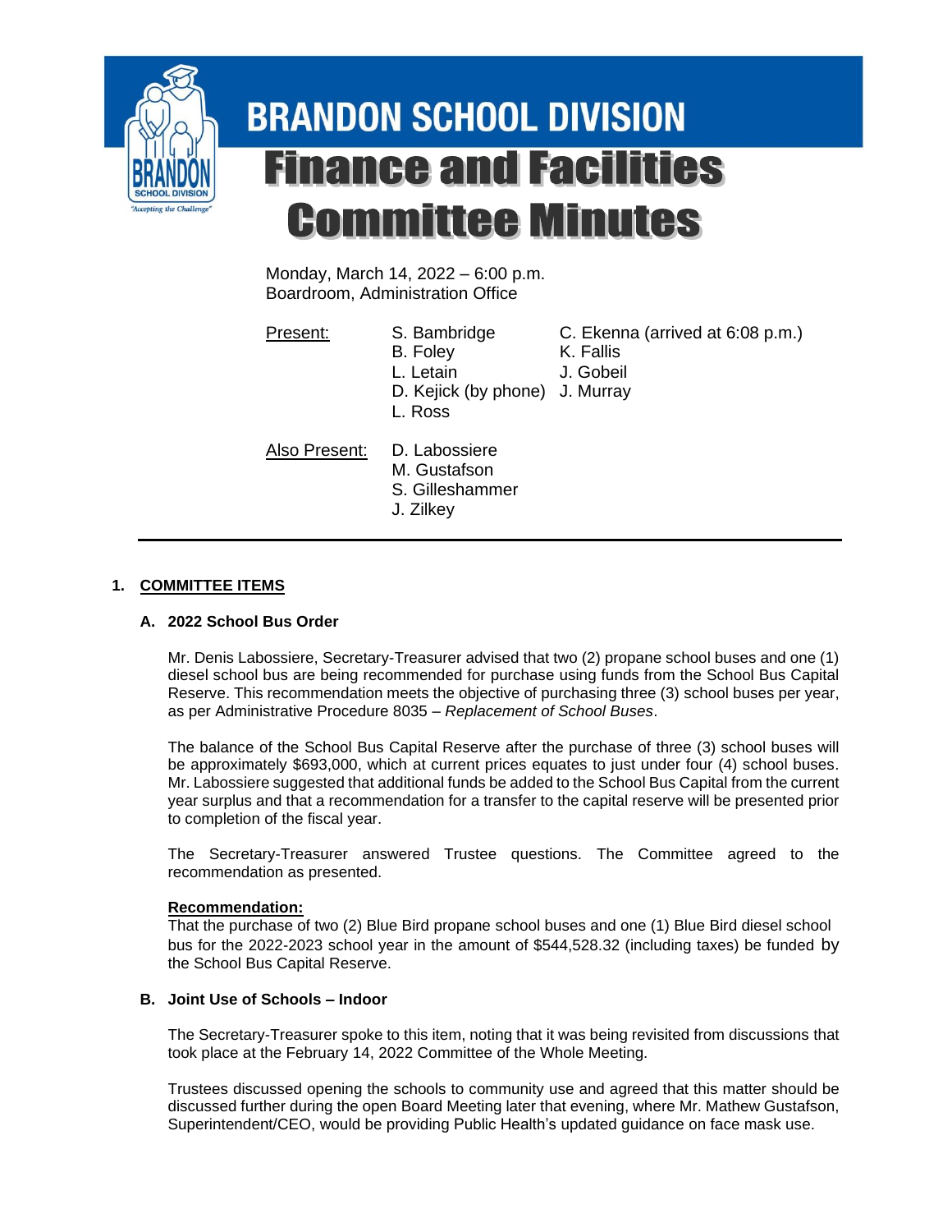# BRANDON SCHOOL DIVISION

# Finance and Facilities Committee Minutes

Monday, March 14, 2022 – 6:00 p.m.
Boardroom, Administration Office

| Present: | S. Bambridge | C. Ekenna (arrived at 6:08 p.m.) |
|---|---|---|
| | B. Foley | K. Fallis |
| | L. Letain | J. Gobeil |
| | D. Kejick (by phone) | J. Murray |
| | L. Ross | |

| Also Present: | D. Labossiere |
|---|---|
| | M. Gustafson |
| | S. Gilleshammer |
| | J. Zilkey |

---

## 1. COMMITTEE ITEMS

### A. 2022 School Bus Order

Mr. Denis Labossiere, Secretary-Treasurer advised that two (2) propane school buses and one (1) diesel school bus are being recommended for purchase using funds from the School Bus Capital Reserve. This recommendation meets the objective of purchasing three (3) school buses per year, as per Administrative Procedure 8035 – *Replacement of School Buses*.

The balance of the School Bus Capital Reserve after the purchase of three (3) school buses will be approximately $693,000, which at current prices equates to just under four (4) school buses. Mr. Labossiere suggested that additional funds be added to the School Bus Capital from the current year surplus and that a recommendation for a transfer to the capital reserve will be presented prior to completion of the fiscal year.

The Secretary-Treasurer answered Trustee questions. The Committee agreed to the recommendation as presented.

**Recommendation:**
That the purchase of two (2) Blue Bird propane school buses and one (1) Blue Bird diesel school bus for the 2022-2023 school year in the amount of $544,528.32 (including taxes) be funded by the School Bus Capital Reserve.

### B. Joint Use of Schools – Indoor

The Secretary-Treasurer spoke to this item, noting that it was being revisited from discussions that took place at the February 14, 2022 Committee of the Whole Meeting.

Trustees discussed opening the schools to community use and agreed that this matter should be discussed further during the open Board Meeting later that evening, where Mr. Mathew Gustafson, Superintendent/CEO, would be providing Public Health's updated guidance on face mask use.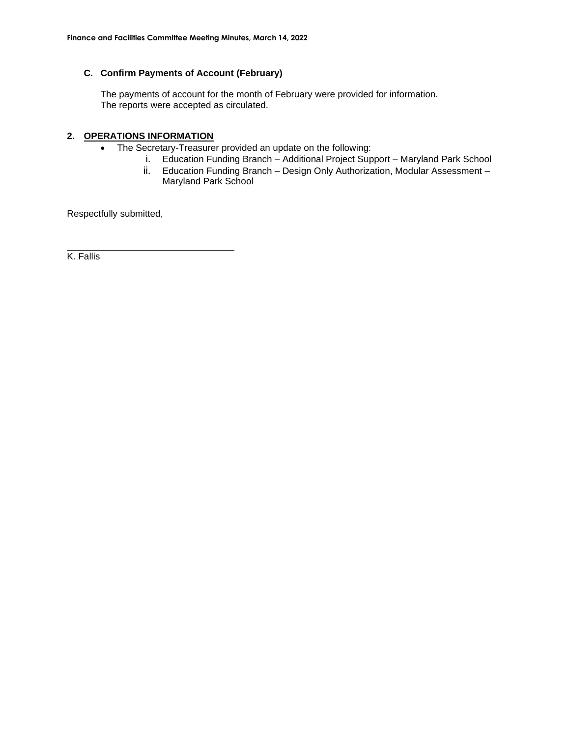### C. Confirm Payments of Account (February)

The payments of account for the month of February were provided for information. The reports were accepted as circulated.

## 2. OPERATIONS INFORMATION

- The Secretary-Treasurer provided an update on the following:
  - i. Education Funding Branch – Additional Project Support – Maryland Park School
  - ii. Education Funding Branch – Design Only Authorization, Modular Assessment – Maryland Park School

Respectfully submitted,

\_\_\_\_\_\_\_\_\_\_\_\_\_\_\_\_\_\_\_\_\_\_\_\_\_\_\_\_\_\_\_\_

K. Fallis